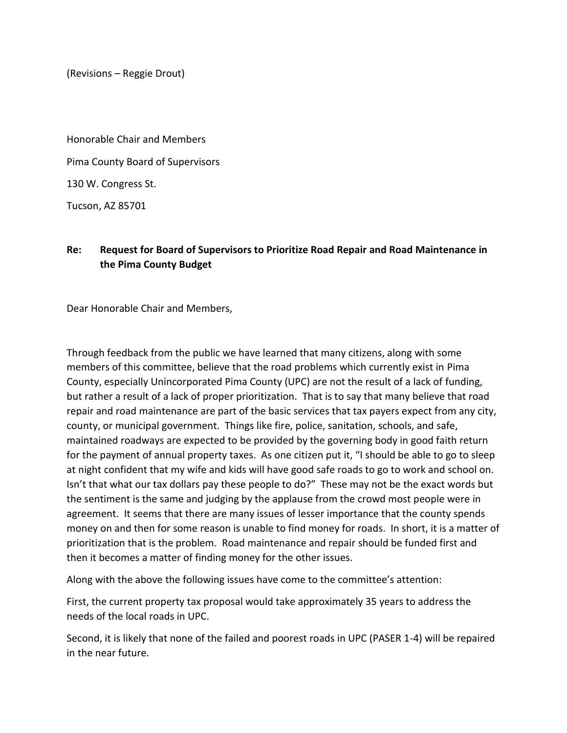(Revisions – Reggie Drout)

Honorable Chair and Members

Pima County Board of Supervisors

130 W. Congress St.

Tucson, AZ 85701

**Re: Request for Board of Supervisors to Prioritize Road Repair and Road Maintenance in the Pima County Budget**

Dear Honorable Chair and Members,

Through feedback from the public we have learned that many citizens, along with some members of this committee, believe that the road problems which currently exist in Pima County, especially Unincorporated Pima County (UPC) are not the result of a lack of funding, but rather a result of a lack of proper prioritization. That is to say that many believe that road repair and road maintenance are part of the basic services that tax payers expect from any city, county, or municipal government. Things like fire, police, sanitation, schools, and safe, maintained roadways are expected to be provided by the governing body in good faith return for the payment of annual property taxes. As one citizen put it, "I should be able to go to sleep at night confident that my wife and kids will have good safe roads to go to work and school on. Isn't that what our tax dollars pay these people to do?" These may not be the exact words but the sentiment is the same and judging by the applause from the crowd most people were in agreement. It seems that there are many issues of lesser importance that the county spends money on and then for some reason is unable to find money for roads. In short, it is a matter of prioritization that is the problem. Road maintenance and repair should be funded first and then it becomes a matter of finding money for the other issues.

Along with the above the following issues have come to the committee's attention:

First, the current property tax proposal would take approximately 35 years to address the needs of the local roads in UPC.

Second, it is likely that none of the failed and poorest roads in UPC (PASER 1-4) will be repaired in the near future.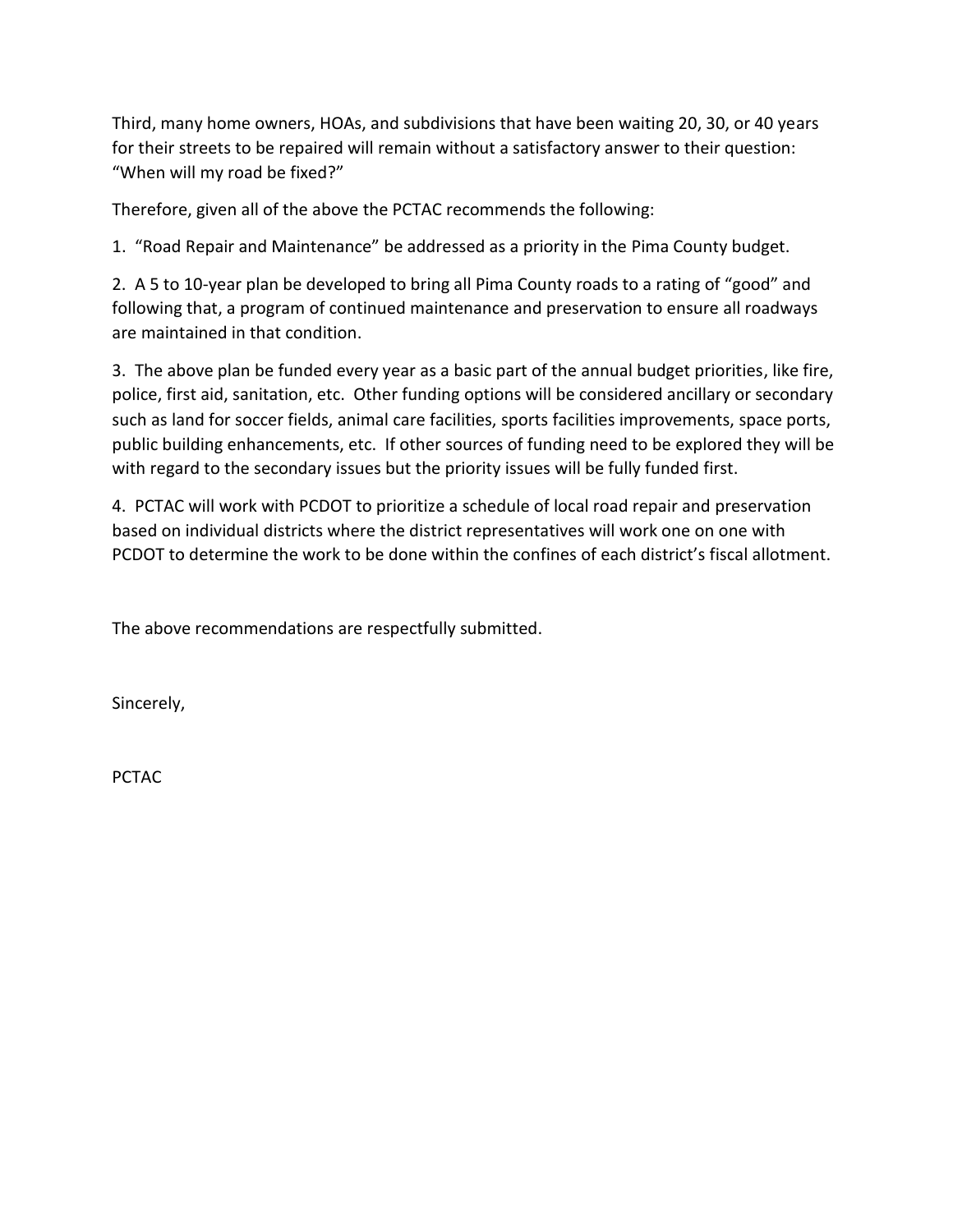Third, many home owners, HOAs, and subdivisions that have been waiting 20, 30, or 40 years for their streets to be repaired will remain without a satisfactory answer to their question: "When will my road be fixed?"

Therefore, given all of the above the PCTAC recommends the following:

1. "Road Repair and Maintenance" be addressed as a priority in the Pima County budget.

2. A 5 to 10-year plan be developed to bring all Pima County roads to a rating of "good" and following that, a program of continued maintenance and preservation to ensure all roadways are maintained in that condition.

3. The above plan be funded every year as a basic part of the annual budget priorities, like fire, police, first aid, sanitation, etc. Other funding options will be considered ancillary or secondary such as land for soccer fields, animal care facilities, sports facilities improvements, space ports, public building enhancements, etc. If other sources of funding need to be explored they will be with regard to the secondary issues but the priority issues will be fully funded first.

4. PCTAC will work with PCDOT to prioritize a schedule of local road repair and preservation based on individual districts where the district representatives will work one on one with PCDOT to determine the work to be done within the confines of each district's fiscal allotment.

The above recommendations are respectfully submitted.

Sincerely,

PCTAC